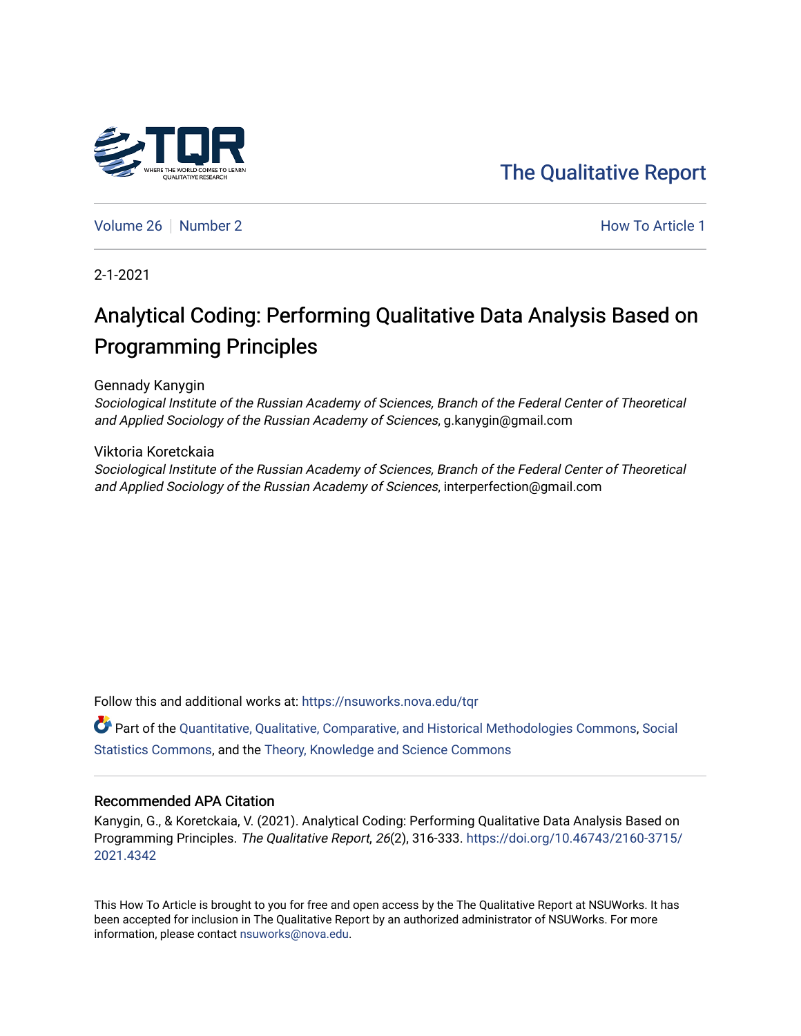# The Qualitative Report

Volume 26 | Number 2 How To Article 1

2-1-2021

# Analytical Coding: Performing Qualitative Data Analysis Based on Programming Principles

Gennady Kanygin
*Sociological Institute of the Russian Academy of Sciences, Branch of the Federal Center of Theoretical and Applied Sociology of the Russian Academy of Sciences*, g.kanygin@gmail.com

Viktoria Koretckaia
*Sociological Institute of the Russian Academy of Sciences, Branch of the Federal Center of Theoretical and Applied Sociology of the Russian Academy of Sciences*, interperfection@gmail.com

Follow this and additional works at: https://nsuworks.nova.edu/tqr

Part of the Quantitative, Qualitative, Comparative, and Historical Methodologies Commons, Social Statistics Commons, and the Theory, Knowledge and Science Commons

## Recommended APA Citation

Kanygin, G., & Koretckaia, V. (2021). Analytical Coding: Performing Qualitative Data Analysis Based on Programming Principles. *The Qualitative Report*, *26*(2), 316-333. https://doi.org/10.46743/2160-3715/2021.4342

This How To Article is brought to you for free and open access by the The Qualitative Report at NSUWorks. It has been accepted for inclusion in The Qualitative Report by an authorized administrator of NSUWorks. For more information, please contact nsuworks@nova.edu.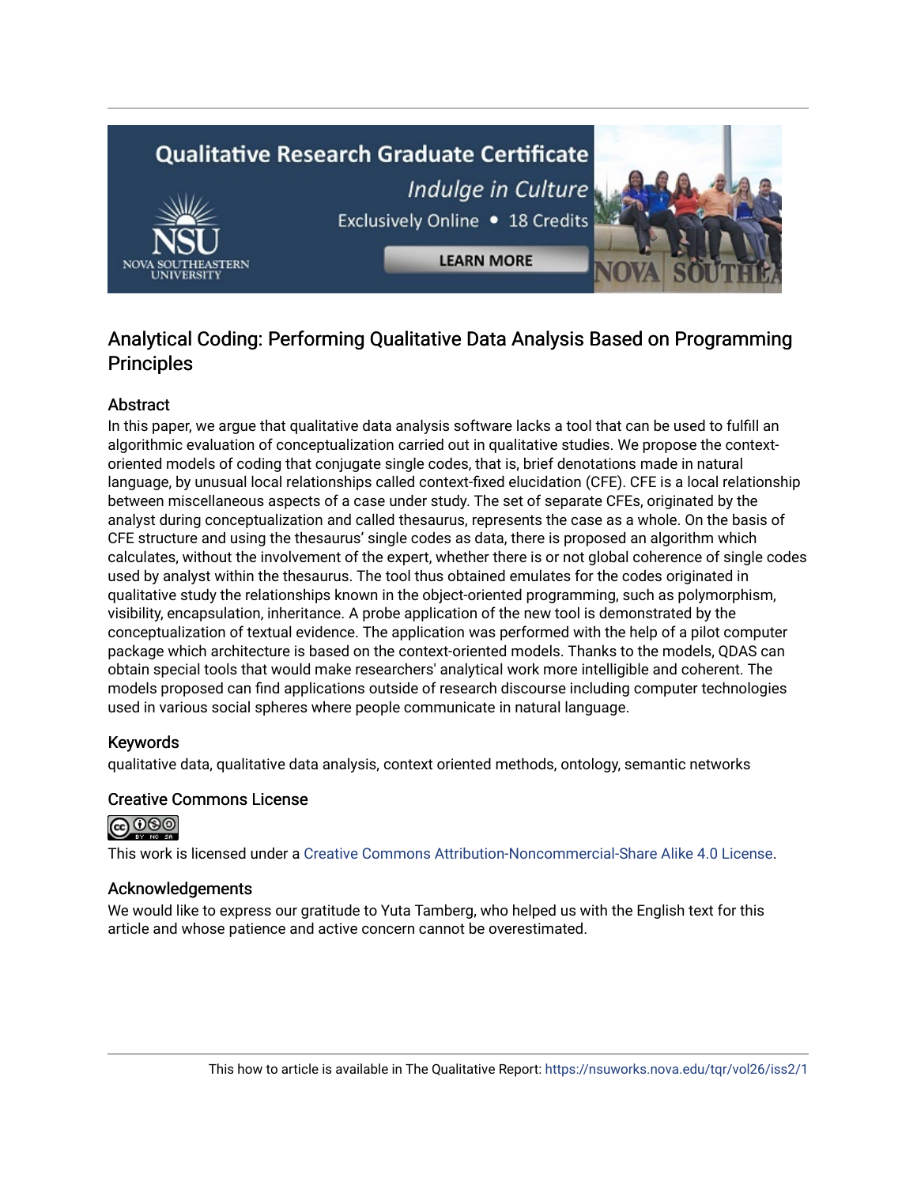# Analytical Coding: Performing Qualitative Data Analysis Based on Programming Principles

## Abstract

In this paper, we argue that qualitative data analysis software lacks a tool that can be used to fulfill an algorithmic evaluation of conceptualization carried out in qualitative studies. We propose the context-oriented models of coding that conjugate single codes, that is, brief denotations made in natural language, by unusual local relationships called context-fixed elucidation (CFE). CFE is a local relationship between miscellaneous aspects of a case under study. The set of separate CFEs, originated by the analyst during conceptualization and called thesaurus, represents the case as a whole. On the basis of CFE structure and using the thesaurus' single codes as data, there is proposed an algorithm which calculates, without the involvement of the expert, whether there is or not global coherence of single codes used by analyst within the thesaurus. The tool thus obtained emulates for the codes originated in qualitative study the relationships known in the object-oriented programming, such as polymorphism, visibility, encapsulation, inheritance. A probe application of the new tool is demonstrated by the conceptualization of textual evidence. The application was performed with the help of a pilot computer package which architecture is based on the context-oriented models. Thanks to the models, QDAS can obtain special tools that would make researchers' analytical work more intelligible and coherent. The models proposed can find applications outside of research discourse including computer technologies used in various social spheres where people communicate in natural language.

## Keywords

qualitative data, qualitative data analysis, context oriented methods, ontology, semantic networks

## Creative Commons License

This work is licensed under a Creative Commons Attribution-Noncommercial-Share Alike 4.0 License.

## Acknowledgements

We would like to express our gratitude to Yuta Tamberg, who helped us with the English text for this article and whose patience and active concern cannot be overestimated.

This how to article is available in The Qualitative Report: https://nsuworks.nova.edu/tqr/vol26/iss2/1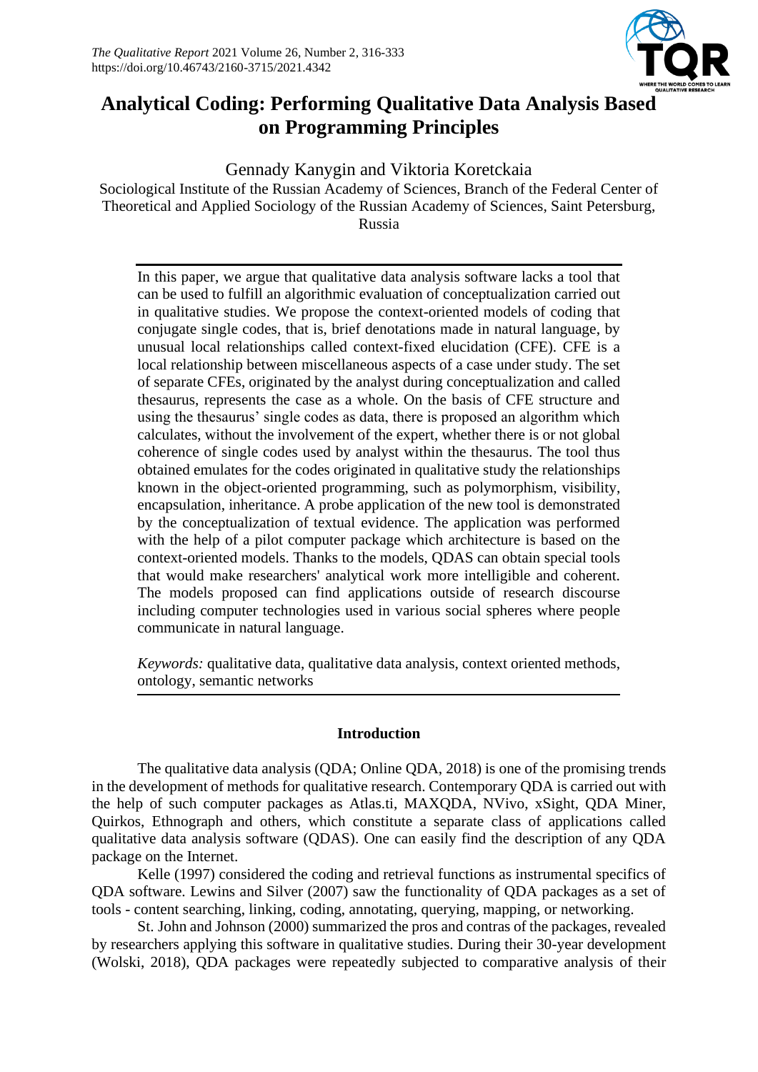# Analytical Coding: Performing Qualitative Data Analysis Based on Programming Principles

Gennady Kanygin and Viktoria Koretckaia

Sociological Institute of the Russian Academy of Sciences, Branch of the Federal Center of Theoretical and Applied Sociology of the Russian Academy of Sciences, Saint Petersburg, Russia

In this paper, we argue that qualitative data analysis software lacks a tool that can be used to fulfill an algorithmic evaluation of conceptualization carried out in qualitative studies. We propose the context-oriented models of coding that conjugate single codes, that is, brief denotations made in natural language, by unusual local relationships called context-fixed elucidation (CFE). CFE is a local relationship between miscellaneous aspects of a case under study. The set of separate CFEs, originated by the analyst during conceptualization and called thesaurus, represents the case as a whole. On the basis of CFE structure and using the thesaurus' single codes as data, there is proposed an algorithm which calculates, without the involvement of the expert, whether there is or not global coherence of single codes used by analyst within the thesaurus. The tool thus obtained emulates for the codes originated in qualitative study the relationships known in the object-oriented programming, such as polymorphism, visibility, encapsulation, inheritance. A probe application of the new tool is demonstrated by the conceptualization of textual evidence. The application was performed with the help of a pilot computer package which architecture is based on the context-oriented models. Thanks to the models, QDAS can obtain special tools that would make researchers' analytical work more intelligible and coherent. The models proposed can find applications outside of research discourse including computer technologies used in various social spheres where people communicate in natural language.

*Keywords:* qualitative data, qualitative data analysis, context oriented methods, ontology, semantic networks

## Introduction

The qualitative data analysis (QDA; Online QDA, 2018) is one of the promising trends in the development of methods for qualitative research. Contemporary QDA is carried out with the help of such computer packages as Atlas.ti, MAXQDA, NVivo, xSight, QDA Miner, Quirkos, Ethnograph and others, which constitute a separate class of applications called qualitative data analysis software (QDAS). One can easily find the description of any QDA package on the Internet.

Kelle (1997) considered the coding and retrieval functions as instrumental specifics of QDA software. Lewins and Silver (2007) saw the functionality of QDA packages as a set of tools - content searching, linking, coding, annotating, querying, mapping, or networking.

St. John and Johnson (2000) summarized the pros and contras of the packages, revealed by researchers applying this software in qualitative studies. During their 30-year development (Wolski, 2018), QDA packages were repeatedly subjected to comparative analysis of their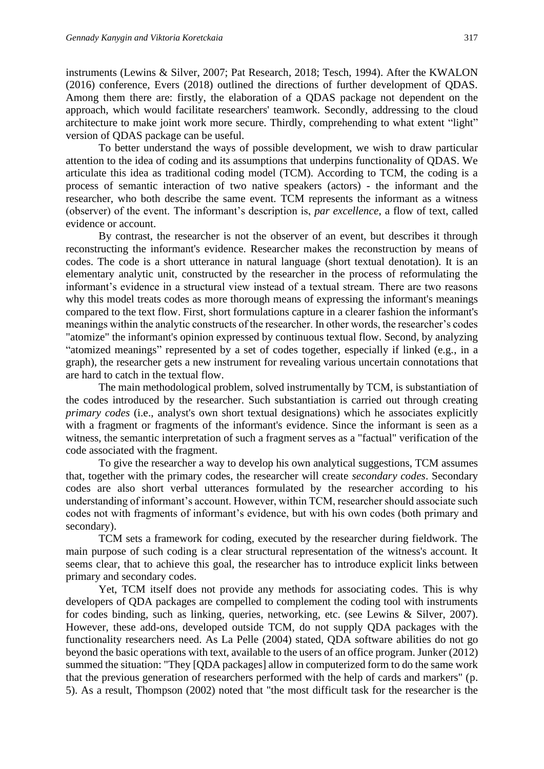instruments (Lewins & Silver, 2007; Pat Research, 2018; Tesch, 1994). After the KWALON (2016) conference, Evers (2018) outlined the directions of further development of QDAS. Among them there are: firstly, the elaboration of a QDAS package not dependent on the approach, which would facilitate researchers' teamwork. Secondly, addressing to the cloud architecture to make joint work more secure. Thirdly, comprehending to what extent "light" version of QDAS package can be useful.

To better understand the ways of possible development, we wish to draw particular attention to the idea of coding and its assumptions that underpins functionality of QDAS. We articulate this idea as traditional coding model (TCM). According to TCM, the coding is a process of semantic interaction of two native speakers (actors) - the informant and the researcher, who both describe the same event. TCM represents the informant as a witness (observer) of the event. The informant's description is, *par excellence*, a flow of text, called evidence or account.

By contrast, the researcher is not the observer of an event, but describes it through reconstructing the informant's evidence. Researcher makes the reconstruction by means of codes. The code is a short utterance in natural language (short textual denotation). It is an elementary analytic unit, constructed by the researcher in the process of reformulating the informant's evidence in a structural view instead of a textual stream. There are two reasons why this model treats codes as more thorough means of expressing the informant's meanings compared to the text flow. First, short formulations capture in a clearer fashion the informant's meanings within the analytic constructs of the researcher. In other words, the researcher's codes "atomize" the informant's opinion expressed by continuous textual flow. Second, by analyzing "atomized meanings" represented by a set of codes together, especially if linked (e.g., in a graph), the researcher gets a new instrument for revealing various uncertain connotations that are hard to catch in the textual flow.

The main methodological problem, solved instrumentally by TCM, is substantiation of the codes introduced by the researcher. Such substantiation is carried out through creating *primary codes* (i.e., analyst's own short textual designations) which he associates explicitly with a fragment or fragments of the informant's evidence. Since the informant is seen as a witness, the semantic interpretation of such a fragment serves as a "factual" verification of the code associated with the fragment.

To give the researcher a way to develop his own analytical suggestions, TCM assumes that, together with the primary codes, the researcher will create *secondary codes*. Secondary codes are also short verbal utterances formulated by the researcher according to his understanding of informant's account. However, within TCM, researcher should associate such codes not with fragments of informant's evidence, but with his own codes (both primary and secondary).

TCM sets a framework for coding, executed by the researcher during fieldwork. The main purpose of such coding is a clear structural representation of the witness's account. It seems clear, that to achieve this goal, the researcher has to introduce explicit links between primary and secondary codes.

Yet, TCM itself does not provide any methods for associating codes. This is why developers of QDA packages are compelled to complement the coding tool with instruments for codes binding, such as linking, queries, networking, etc. (see Lewins & Silver, 2007). However, these add-ons, developed outside TCM, do not supply QDA packages with the functionality researchers need. As La Pelle (2004) stated, QDA software abilities do not go beyond the basic operations with text, available to the users of an office program. Junker (2012) summed the situation: "They [QDA packages] allow in computerized form to do the same work that the previous generation of researchers performed with the help of cards and markers" (p. 5). As a result, Thompson (2002) noted that "the most difficult task for the researcher is the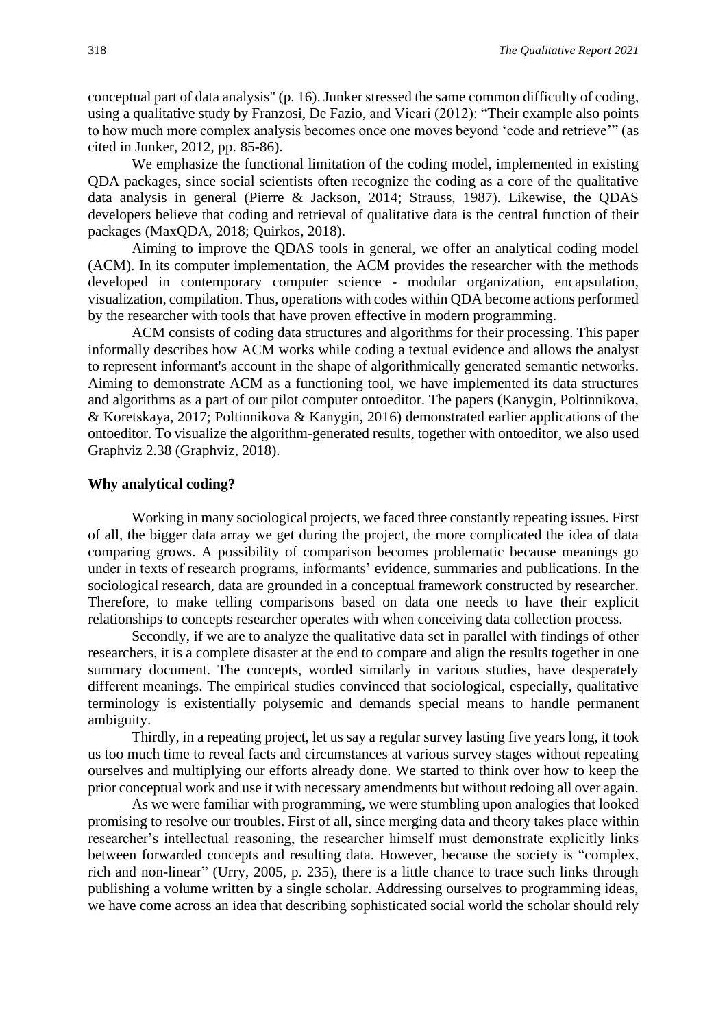conceptual part of data analysis" (p. 16). Junker stressed the same common difficulty of coding, using a qualitative study by Franzosi, De Fazio, and Vicari (2012): "Their example also points to how much more complex analysis becomes once one moves beyond 'code and retrieve'" (as cited in Junker, 2012, pp. 85-86).

We emphasize the functional limitation of the coding model, implemented in existing QDA packages, since social scientists often recognize the coding as a core of the qualitative data analysis in general (Pierre & Jackson, 2014; Strauss, 1987). Likewise, the QDAS developers believe that coding and retrieval of qualitative data is the central function of their packages (MaxQDA, 2018; Quirkos, 2018).

Aiming to improve the QDAS tools in general, we offer an analytical coding model (ACM). In its computer implementation, the ACM provides the researcher with the methods developed in contemporary computer science - modular organization, encapsulation, visualization, compilation. Thus, operations with codes within QDA become actions performed by the researcher with tools that have proven effective in modern programming.

ACM consists of coding data structures and algorithms for their processing. This paper informally describes how ACM works while coding a textual evidence and allows the analyst to represent informant's account in the shape of algorithmically generated semantic networks. Aiming to demonstrate ACM as a functioning tool, we have implemented its data structures and algorithms as a part of our pilot computer ontoeditor. The papers (Kanygin, Poltinnikova, & Koretskaya, 2017; Poltinnikova & Kanygin, 2016) demonstrated earlier applications of the ontoeditor. To visualize the algorithm-generated results, together with ontoeditor, we also used Graphviz 2.38 (Graphviz, 2018).

**Why analytical coding?**

Working in many sociological projects, we faced three constantly repeating issues. First of all, the bigger data array we get during the project, the more complicated the idea of data comparing grows. A possibility of comparison becomes problematic because meanings go under in texts of research programs, informants' evidence, summaries and publications. In the sociological research, data are grounded in a conceptual framework constructed by researcher. Therefore, to make telling comparisons based on data one needs to have their explicit relationships to concepts researcher operates with when conceiving data collection process.

Secondly, if we are to analyze the qualitative data set in parallel with findings of other researchers, it is a complete disaster at the end to compare and align the results together in one summary document. The concepts, worded similarly in various studies, have desperately different meanings. The empirical studies convinced that sociological, especially, qualitative terminology is existentially polysemic and demands special means to handle permanent ambiguity.

Thirdly, in a repeating project, let us say a regular survey lasting five years long, it took us too much time to reveal facts and circumstances at various survey stages without repeating ourselves and multiplying our efforts already done. We started to think over how to keep the prior conceptual work and use it with necessary amendments but without redoing all over again.

As we were familiar with programming, we were stumbling upon analogies that looked promising to resolve our troubles. First of all, since merging data and theory takes place within researcher's intellectual reasoning, the researcher himself must demonstrate explicitly links between forwarded concepts and resulting data. However, because the society is "complex, rich and non-linear" (Urry, 2005, p. 235), there is a little chance to trace such links through publishing a volume written by a single scholar. Addressing ourselves to programming ideas, we have come across an idea that describing sophisticated social world the scholar should rely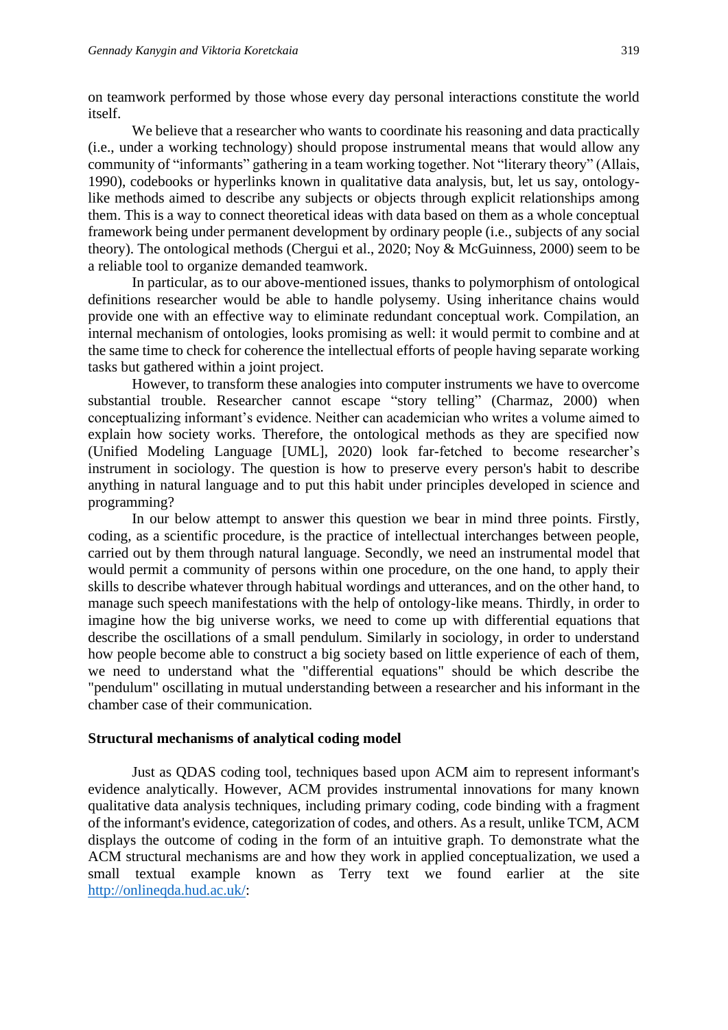on teamwork performed by those whose every day personal interactions constitute the world itself.

We believe that a researcher who wants to coordinate his reasoning and data practically (i.e., under a working technology) should propose instrumental means that would allow any community of "informants" gathering in a team working together. Not "literary theory" (Allais, 1990), codebooks or hyperlinks known in qualitative data analysis, but, let us say, ontology-like methods aimed to describe any subjects or objects through explicit relationships among them. This is a way to connect theoretical ideas with data based on them as a whole conceptual framework being under permanent development by ordinary people (i.e., subjects of any social theory). The ontological methods (Chergui et al., 2020; Noy & McGuinness, 2000) seem to be a reliable tool to organize demanded teamwork.

In particular, as to our above-mentioned issues, thanks to polymorphism of ontological definitions researcher would be able to handle polysemy. Using inheritance chains would provide one with an effective way to eliminate redundant conceptual work. Compilation, an internal mechanism of ontologies, looks promising as well: it would permit to combine and at the same time to check for coherence the intellectual efforts of people having separate working tasks but gathered within a joint project.

However, to transform these analogies into computer instruments we have to overcome substantial trouble. Researcher cannot escape "story telling" (Charmaz, 2000) when conceptualizing informant's evidence. Neither can academician who writes a volume aimed to explain how society works. Therefore, the ontological methods as they are specified now (Unified Modeling Language [UML], 2020) look far-fetched to become researcher's instrument in sociology. The question is how to preserve every person's habit to describe anything in natural language and to put this habit under principles developed in science and programming?

In our below attempt to answer this question we bear in mind three points. Firstly, coding, as a scientific procedure, is the practice of intellectual interchanges between people, carried out by them through natural language. Secondly, we need an instrumental model that would permit a community of persons within one procedure, on the one hand, to apply their skills to describe whatever through habitual wordings and utterances, and on the other hand, to manage such speech manifestations with the help of ontology-like means. Thirdly, in order to imagine how the big universe works, we need to come up with differential equations that describe the oscillations of a small pendulum. Similarly in sociology, in order to understand how people become able to construct a big society based on little experience of each of them, we need to understand what the "differential equations" should be which describe the "pendulum" oscillating in mutual understanding between a researcher and his informant in the chamber case of their communication.

### Structural mechanisms of analytical coding model

Just as QDAS coding tool, techniques based upon ACM aim to represent informant's evidence analytically. However, ACM provides instrumental innovations for many known qualitative data analysis techniques, including primary coding, code binding with a fragment of the informant's evidence, categorization of codes, and others. As a result, unlike TCM, ACM displays the outcome of coding in the form of an intuitive graph. To demonstrate what the ACM structural mechanisms are and how they work in applied conceptualization, we used a small textual example known as Terry text we found earlier at the site http://onlineqda.hud.ac.uk/: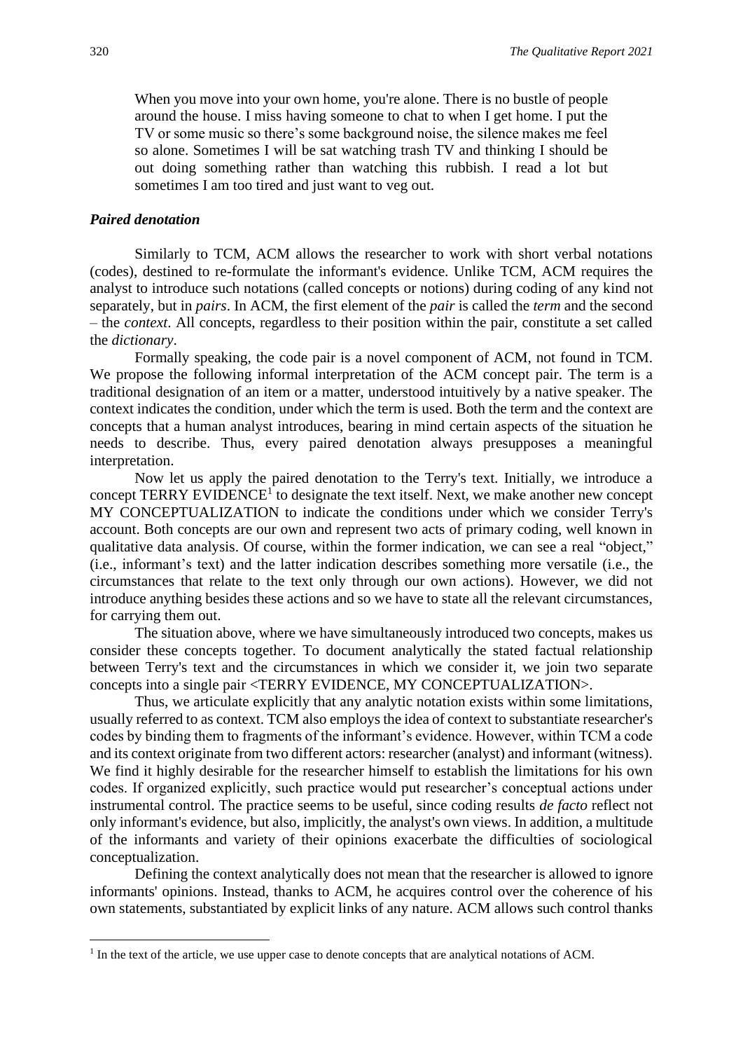> When you move into your own home, you're alone. There is no bustle of people around the house. I miss having someone to chat to when I get home. I put the TV or some music so there's some background noise, the silence makes me feel so alone. Sometimes I will be sat watching trash TV and thinking I should be out doing something rather than watching this rubbish. I read a lot but sometimes I am too tired and just want to veg out.

### *Paired denotation*

Similarly to TCM, ACM allows the researcher to work with short verbal notations (codes), destined to re-formulate the informant's evidence. Unlike TCM, ACM requires the analyst to introduce such notations (called concepts or notions) during coding of any kind not separately, but in *pairs*. In ACM, the first element of the *pair* is called the *term* and the second – the *context*. All concepts, regardless to their position within the pair, constitute a set called the *dictionary*.

Formally speaking, the code pair is a novel component of ACM, not found in TCM. We propose the following informal interpretation of the ACM concept pair. The term is a traditional designation of an item or a matter, understood intuitively by a native speaker. The context indicates the condition, under which the term is used. Both the term and the context are concepts that a human analyst introduces, bearing in mind certain aspects of the situation he needs to describe. Thus, every paired denotation always presupposes a meaningful interpretation.

Now let us apply the paired denotation to the Terry's text. Initially, we introduce a concept TERRY EVIDENCE[1] to designate the text itself. Next, we make another new concept MY CONCEPTUALIZATION to indicate the conditions under which we consider Terry's account. Both concepts are our own and represent two acts of primary coding, well known in qualitative data analysis. Of course, within the former indication, we can see a real "object," (i.e., informant's text) and the latter indication describes something more versatile (i.e., the circumstances that relate to the text only through our own actions). However, we did not introduce anything besides these actions and so we have to state all the relevant circumstances, for carrying them out.

The situation above, where we have simultaneously introduced two concepts, makes us consider these concepts together. To document analytically the stated factual relationship between Terry's text and the circumstances in which we consider it, we join two separate concepts into a single pair <TERRY EVIDENCE, MY CONCEPTUALIZATION>.

Thus, we articulate explicitly that any analytic notation exists within some limitations, usually referred to as context. TCM also employs the idea of context to substantiate researcher's codes by binding them to fragments of the informant's evidence. However, within TCM a code and its context originate from two different actors: researcher (analyst) and informant (witness). We find it highly desirable for the researcher himself to establish the limitations for his own codes. If organized explicitly, such practice would put researcher's conceptual actions under instrumental control. The practice seems to be useful, since coding results *de facto* reflect not only informant's evidence, but also, implicitly, the analyst's own views. In addition, a multitude of the informants and variety of their opinions exacerbate the difficulties of sociological conceptualization.

Defining the context analytically does not mean that the researcher is allowed to ignore informants' opinions. Instead, thanks to ACM, he acquires control over the coherence of his own statements, substantiated by explicit links of any nature. ACM allows such control thanks

[1] In the text of the article, we use upper case to denote concepts that are analytical notations of ACM.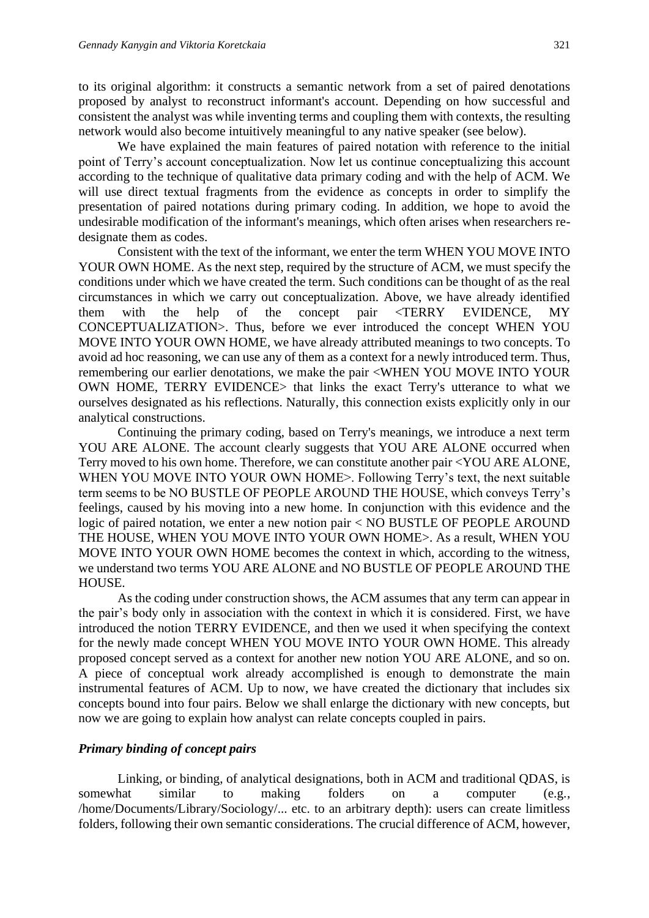to its original algorithm: it constructs a semantic network from a set of paired denotations proposed by analyst to reconstruct informant's account. Depending on how successful and consistent the analyst was while inventing terms and coupling them with contexts, the resulting network would also become intuitively meaningful to any native speaker (see below).

We have explained the main features of paired notation with reference to the initial point of Terry's account conceptualization. Now let us continue conceptualizing this account according to the technique of qualitative data primary coding and with the help of ACM. We will use direct textual fragments from the evidence as concepts in order to simplify the presentation of paired notations during primary coding. In addition, we hope to avoid the undesirable modification of the informant's meanings, which often arises when researchers re-designate them as codes.

Consistent with the text of the informant, we enter the term WHEN YOU MOVE INTO YOUR OWN HOME. As the next step, required by the structure of ACM, we must specify the conditions under which we have created the term. Such conditions can be thought of as the real circumstances in which we carry out conceptualization. Above, we have already identified them with the help of the concept pair <TERRY EVIDENCE, MY CONCEPTUALIZATION>. Thus, before we ever introduced the concept WHEN YOU MOVE INTO YOUR OWN HOME, we have already attributed meanings to two concepts. To avoid ad hoc reasoning, we can use any of them as a context for a newly introduced term. Thus, remembering our earlier denotations, we make the pair <WHEN YOU MOVE INTO YOUR OWN HOME, TERRY EVIDENCE> that links the exact Terry's utterance to what we ourselves designated as his reflections. Naturally, this connection exists explicitly only in our analytical constructions.

Continuing the primary coding, based on Terry's meanings, we introduce a next term YOU ARE ALONE. The account clearly suggests that YOU ARE ALONE occurred when Terry moved to his own home. Therefore, we can constitute another pair <YOU ARE ALONE, WHEN YOU MOVE INTO YOUR OWN HOME>. Following Terry's text, the next suitable term seems to be NO BUSTLE OF PEOPLE AROUND THE HOUSE, which conveys Terry's feelings, caused by his moving into a new home. In conjunction with this evidence and the logic of paired notation, we enter a new notion pair < NO BUSTLE OF PEOPLE AROUND THE HOUSE, WHEN YOU MOVE INTO YOUR OWN HOME>. As a result, WHEN YOU MOVE INTO YOUR OWN HOME becomes the context in which, according to the witness, we understand two terms YOU ARE ALONE and NO BUSTLE OF PEOPLE AROUND THE HOUSE.

As the coding under construction shows, the ACM assumes that any term can appear in the pair's body only in association with the context in which it is considered. First, we have introduced the notion TERRY EVIDENCE, and then we used it when specifying the context for the newly made concept WHEN YOU MOVE INTO YOUR OWN HOME. This already proposed concept served as a context for another new notion YOU ARE ALONE, and so on. A piece of conceptual work already accomplished is enough to demonstrate the main instrumental features of ACM. Up to now, we have created the dictionary that includes six concepts bound into four pairs. Below we shall enlarge the dictionary with new concepts, but now we are going to explain how analyst can relate concepts coupled in pairs.

### *Primary binding of concept pairs*

Linking, or binding, of analytical designations, both in ACM and traditional QDAS, is somewhat similar to making folders on a computer (e.g., /home/Documents/Library/Sociology/... etc. to an arbitrary depth): users can create limitless folders, following their own semantic considerations. The crucial difference of ACM, however,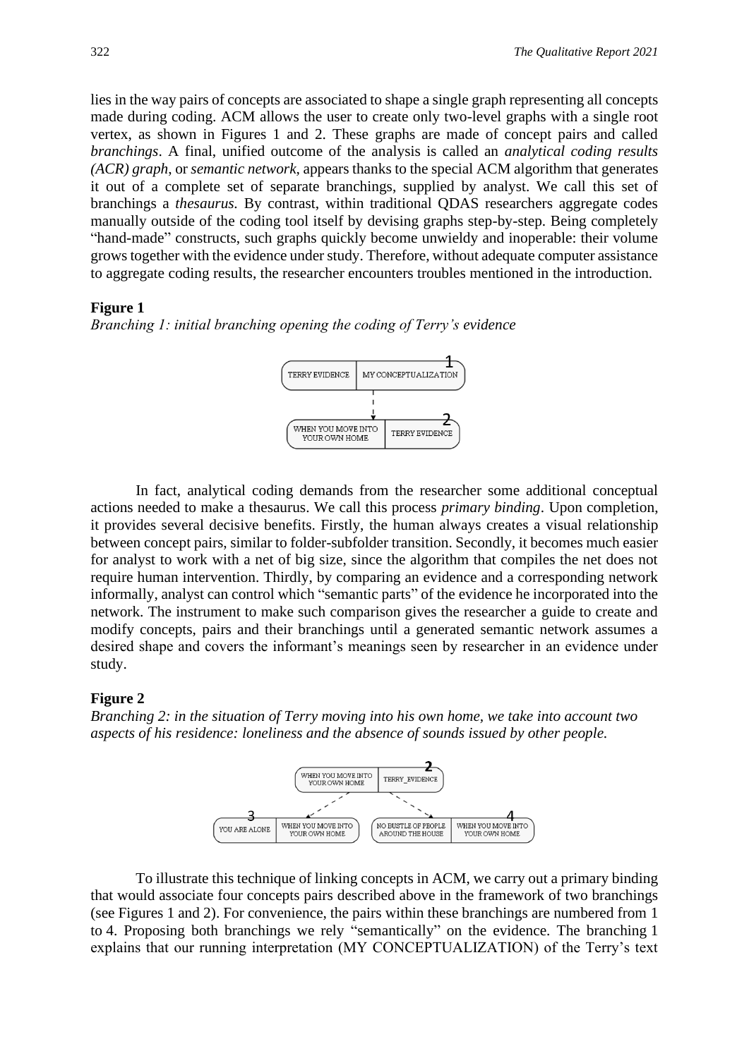lies in the way pairs of concepts are associated to shape a single graph representing all concepts made during coding. ACM allows the user to create only two-level graphs with a single root vertex, as shown in Figures 1 and 2. These graphs are made of concept pairs and called *branchings*. A final, unified outcome of the analysis is called an *analytical coding results (ACR) graph*, or *semantic network*, appears thanks to the special ACM algorithm that generates it out of a complete set of separate branchings, supplied by analyst. We call this set of branchings a *thesaurus*. By contrast, within traditional QDAS researchers aggregate codes manually outside of the coding tool itself by devising graphs step-by-step. Being completely "hand-made" constructs, such graphs quickly become unwieldy and inoperable: their volume grows together with the evidence under study. Therefore, without adequate computer assistance to aggregate coding results, the researcher encounters troubles mentioned in the introduction.

**Figure 1**

*Branching 1: initial branching opening the coding of Terry's evidence*

In fact, analytical coding demands from the researcher some additional conceptual actions needed to make a thesaurus. We call this process *primary binding*. Upon completion, it provides several decisive benefits. Firstly, the human always creates a visual relationship between concept pairs, similar to folder-subfolder transition. Secondly, it becomes much easier for analyst to work with a net of big size, since the algorithm that compiles the net does not require human intervention. Thirdly, by comparing an evidence and a corresponding network informally, analyst can control which "semantic parts" of the evidence he incorporated into the network. The instrument to make such comparison gives the researcher a guide to create and modify concepts, pairs and their branchings until a generated semantic network assumes a desired shape and covers the informant's meanings seen by researcher in an evidence under study.

**Figure 2**

*Branching 2: in the situation of Terry moving into his own home, we take into account two aspects of his residence: loneliness and the absence of sounds issued by other people.*

To illustrate this technique of linking concepts in ACM, we carry out a primary binding that would associate four concepts pairs described above in the framework of two branchings (see Figures 1 and 2). For convenience, the pairs within these branchings are numbered from 1 to 4. Proposing both branchings we rely "semantically" on the evidence. The branching 1 explains that our running interpretation (MY CONCEPTUALIZATION) of the Terry's text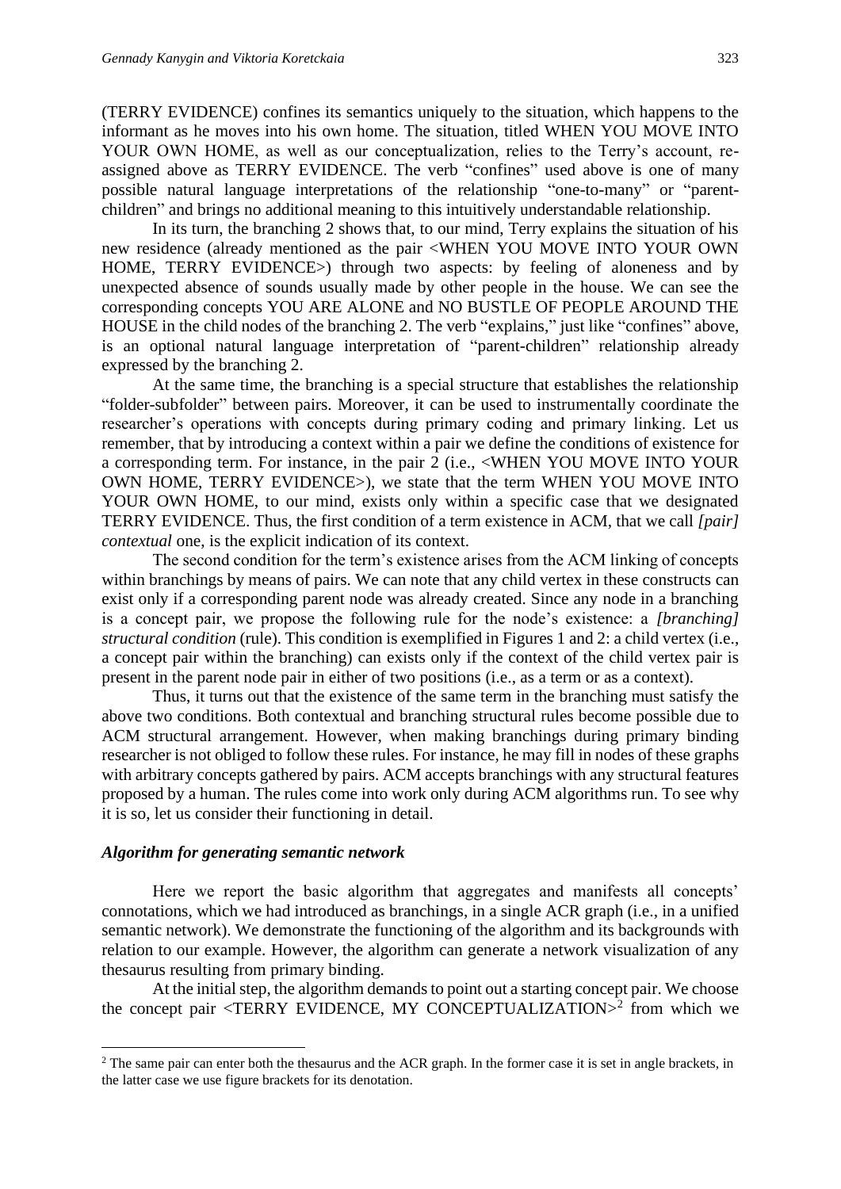(TERRY EVIDENCE) confines its semantics uniquely to the situation, which happens to the informant as he moves into his own home. The situation, titled WHEN YOU MOVE INTO YOUR OWN HOME, as well as our conceptualization, relies to the Terry's account, re-assigned above as TERRY EVIDENCE. The verb "confines" used above is one of many possible natural language interpretations of the relationship "one-to-many" or "parent-children" and brings no additional meaning to this intuitively understandable relationship.

In its turn, the branching 2 shows that, to our mind, Terry explains the situation of his new residence (already mentioned as the pair <WHEN YOU MOVE INTO YOUR OWN HOME, TERRY EVIDENCE>) through two aspects: by feeling of aloneness and by unexpected absence of sounds usually made by other people in the house. We can see the corresponding concepts YOU ARE ALONE and NO BUSTLE OF PEOPLE AROUND THE HOUSE in the child nodes of the branching 2. The verb "explains," just like "confines" above, is an optional natural language interpretation of "parent-children" relationship already expressed by the branching 2.

At the same time, the branching is a special structure that establishes the relationship "folder-subfolder" between pairs. Moreover, it can be used to instrumentally coordinate the researcher's operations with concepts during primary coding and primary linking. Let us remember, that by introducing a context within a pair we define the conditions of existence for a corresponding term. For instance, in the pair 2 (i.e., <WHEN YOU MOVE INTO YOUR OWN HOME, TERRY EVIDENCE>), we state that the term WHEN YOU MOVE INTO YOUR OWN HOME, to our mind, exists only within a specific case that we designated TERRY EVIDENCE. Thus, the first condition of a term existence in ACM, that we call *[pair] contextual* one, is the explicit indication of its context.

The second condition for the term's existence arises from the ACM linking of concepts within branchings by means of pairs. We can note that any child vertex in these constructs can exist only if a corresponding parent node was already created. Since any node in a branching is a concept pair, we propose the following rule for the node's existence: a *[branching] structural condition* (rule). This condition is exemplified in Figures 1 and 2: a child vertex (i.e., a concept pair within the branching) can exists only if the context of the child vertex pair is present in the parent node pair in either of two positions (i.e., as a term or as a context).

Thus, it turns out that the existence of the same term in the branching must satisfy the above two conditions. Both contextual and branching structural rules become possible due to ACM structural arrangement. However, when making branchings during primary binding researcher is not obliged to follow these rules. For instance, he may fill in nodes of these graphs with arbitrary concepts gathered by pairs. ACM accepts branchings with any structural features proposed by a human. The rules come into work only during ACM algorithms run. To see why it is so, let us consider their functioning in detail.

### *Algorithm for generating semantic network*

Here we report the basic algorithm that aggregates and manifests all concepts' connotations, which we had introduced as branchings, in a single ACR graph (i.e., in a unified semantic network). We demonstrate the functioning of the algorithm and its backgrounds with relation to our example. However, the algorithm can generate a network visualization of any thesaurus resulting from primary binding.

At the initial step, the algorithm demands to point out a starting concept pair. We choose the concept pair <TERRY EVIDENCE, MY CONCEPTUALIZATION>[2] from which we

---

[2] The same pair can enter both the thesaurus and the ACR graph. In the former case it is set in angle brackets, in the latter case we use figure brackets for its denotation.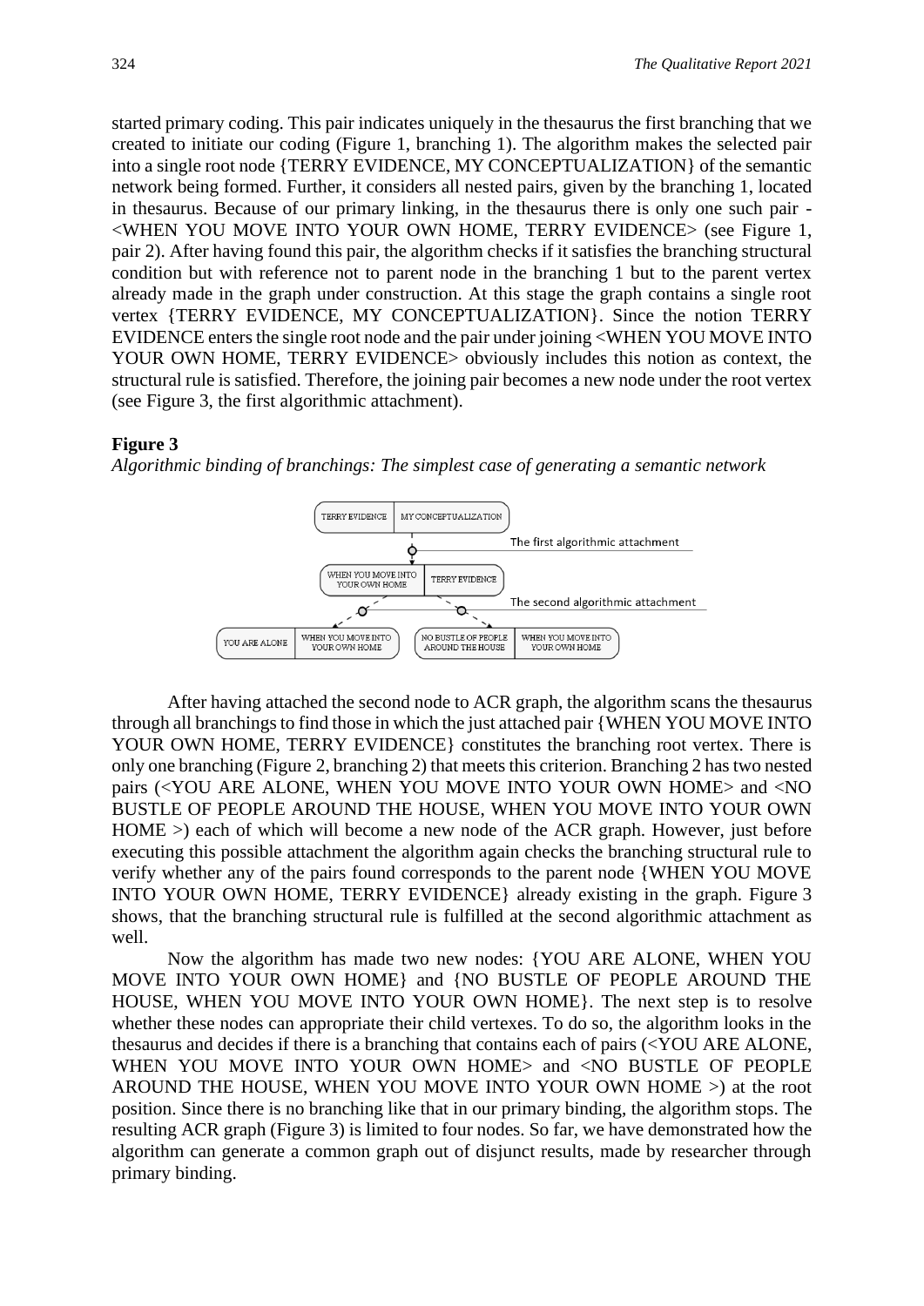started primary coding. This pair indicates uniquely in the thesaurus the first branching that we created to initiate our coding (Figure 1, branching 1). The algorithm makes the selected pair into a single root node {TERRY EVIDENCE, MY CONCEPTUALIZATION} of the semantic network being formed. Further, it considers all nested pairs, given by the branching 1, located in thesaurus. Because of our primary linking, in the thesaurus there is only one such pair - <WHEN YOU MOVE INTO YOUR OWN HOME, TERRY EVIDENCE> (see Figure 1, pair 2). After having found this pair, the algorithm checks if it satisfies the branching structural condition but with reference not to parent node in the branching 1 but to the parent vertex already made in the graph under construction. At this stage the graph contains a single root vertex {TERRY EVIDENCE, MY CONCEPTUALIZATION}. Since the notion TERRY EVIDENCE enters the single root node and the pair under joining <WHEN YOU MOVE INTO YOUR OWN HOME, TERRY EVIDENCE> obviously includes this notion as context, the structural rule is satisfied. Therefore, the joining pair becomes a new node under the root vertex (see Figure 3, the first algorithmic attachment).

**Figure 3**
*Algorithmic binding of branchings: The simplest case of generating a semantic network*

After having attached the second node to ACR graph, the algorithm scans the thesaurus through all branchings to find those in which the just attached pair {WHEN YOU MOVE INTO YOUR OWN HOME, TERRY EVIDENCE} constitutes the branching root vertex. There is only one branching (Figure 2, branching 2) that meets this criterion. Branching 2 has two nested pairs (<YOU ARE ALONE, WHEN YOU MOVE INTO YOUR OWN HOME> and <NO BUSTLE OF PEOPLE AROUND THE HOUSE, WHEN YOU MOVE INTO YOUR OWN HOME >) each of which will become a new node of the ACR graph. However, just before executing this possible attachment the algorithm again checks the branching structural rule to verify whether any of the pairs found corresponds to the parent node {WHEN YOU MOVE INTO YOUR OWN HOME, TERRY EVIDENCE} already existing in the graph. Figure 3 shows, that the branching structural rule is fulfilled at the second algorithmic attachment as well.

Now the algorithm has made two new nodes: {YOU ARE ALONE, WHEN YOU MOVE INTO YOUR OWN HOME} and {NO BUSTLE OF PEOPLE AROUND THE HOUSE, WHEN YOU MOVE INTO YOUR OWN HOME}. The next step is to resolve whether these nodes can appropriate their child vertexes. To do so, the algorithm looks in the thesaurus and decides if there is a branching that contains each of pairs (<YOU ARE ALONE, WHEN YOU MOVE INTO YOUR OWN HOME> and <NO BUSTLE OF PEOPLE AROUND THE HOUSE, WHEN YOU MOVE INTO YOUR OWN HOME >) at the root position. Since there is no branching like that in our primary binding, the algorithm stops. The resulting ACR graph (Figure 3) is limited to four nodes. So far, we have demonstrated how the algorithm can generate a common graph out of disjunct results, made by researcher through primary binding.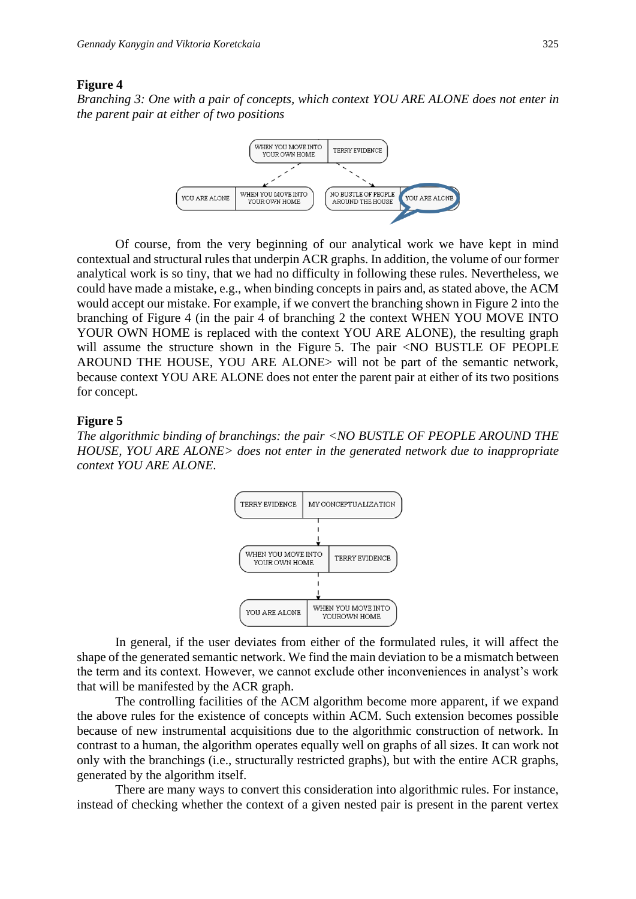**Figure 4**

*Branching 3: One with a pair of concepts, which context YOU ARE ALONE does not enter in the parent pair at either of two positions*

Of course, from the very beginning of our analytical work we have kept in mind contextual and structural rules that underpin ACR graphs. In addition, the volume of our former analytical work is so tiny, that we had no difficulty in following these rules. Nevertheless, we could have made a mistake, e.g., when binding concepts in pairs and, as stated above, the ACM would accept our mistake. For example, if we convert the branching shown in Figure 2 into the branching of Figure 4 (in the pair 4 of branching 2 the context WHEN YOU MOVE INTO YOUR OWN HOME is replaced with the context YOU ARE ALONE), the resulting graph will assume the structure shown in the Figure 5. The pair <NO BUSTLE OF PEOPLE AROUND THE HOUSE, YOU ARE ALONE> will not be part of the semantic network, because context YOU ARE ALONE does not enter the parent pair at either of its two positions for concept.

**Figure 5**

*The algorithmic binding of branchings: the pair <NO BUSTLE OF PEOPLE AROUND THE HOUSE, YOU ARE ALONE> does not enter in the generated network due to inappropriate context YOU ARE ALONE.*

In general, if the user deviates from either of the formulated rules, it will affect the shape of the generated semantic network. We find the main deviation to be a mismatch between the term and its context. However, we cannot exclude other inconveniences in analyst's work that will be manifested by the ACR graph.

The controlling facilities of the ACM algorithm become more apparent, if we expand the above rules for the existence of concepts within ACM. Such extension becomes possible because of new instrumental acquisitions due to the algorithmic construction of network. In contrast to a human, the algorithm operates equally well on graphs of all sizes. It can work not only with the branchings (i.e., structurally restricted graphs), but with the entire ACR graphs, generated by the algorithm itself.

There are many ways to convert this consideration into algorithmic rules. For instance, instead of checking whether the context of a given nested pair is present in the parent vertex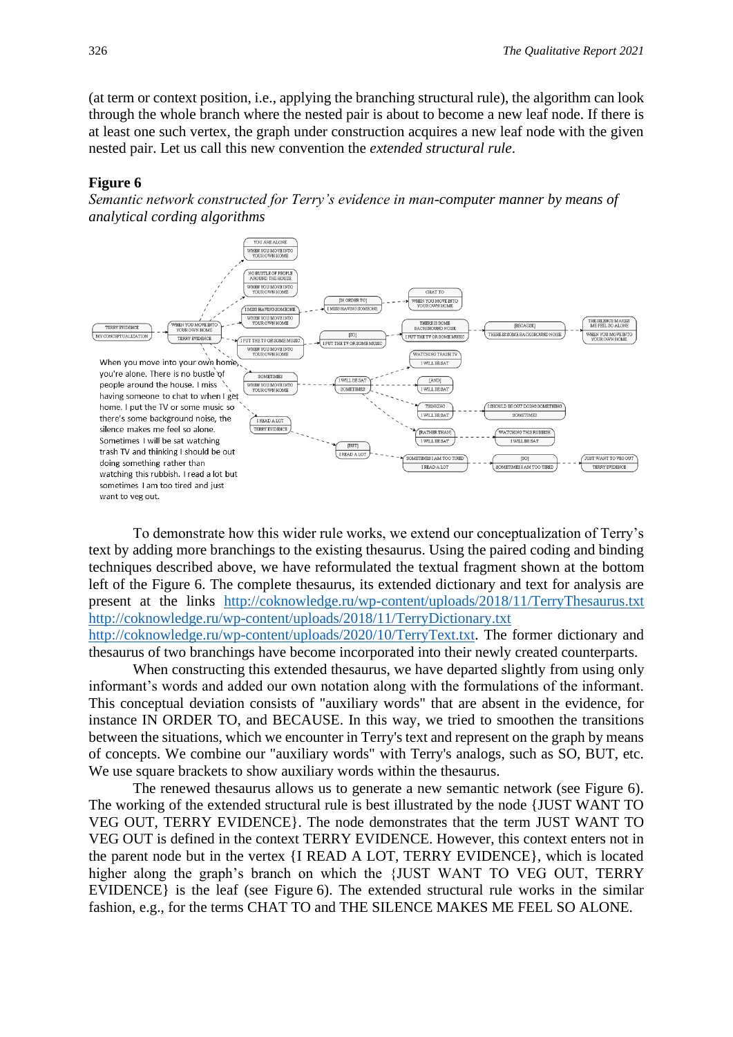(at term or context position, i.e., applying the branching structural rule), the algorithm can look through the whole branch where the nested pair is about to become a new leaf node. If there is at least one such vertex, the graph under construction acquires a new leaf node with the given nested pair. Let us call this new convention the *extended structural rule*.

**Figure 6**

*Semantic network constructed for Terry's evidence in man-computer manner by means of analytical cording algorithms*

When you move into your own home, you're alone. There is no bustle of people around the house. I miss having someone to chat to when I get home. I put the TV or some music so there's some background noise, the silence makes me feel so alone. Sometimes I will be sat watching trash TV and thinking I should be out doing something rather than watching this rubbish. I read a lot but sometimes I am too tired and just want to veg out.

To demonstrate how this wider rule works, we extend our conceptualization of Terry's text by adding more branchings to the existing thesaurus. Using the paired coding and binding techniques described above, we have reformulated the textual fragment shown at the bottom left of the Figure 6. The complete thesaurus, its extended dictionary and text for analysis are present at the links http://coknowledge.ru/wp-content/uploads/2018/11/TerryThesaurus.txt http://coknowledge.ru/wp-content/uploads/2018/11/TerryDictionary.txt http://coknowledge.ru/wp-content/uploads/2020/10/TerryText.txt. The former dictionary and thesaurus of two branchings have become incorporated into their newly created counterparts.

When constructing this extended thesaurus, we have departed slightly from using only informant's words and added our own notation along with the formulations of the informant. This conceptual deviation consists of "auxiliary words" that are absent in the evidence, for instance IN ORDER TO, and BECAUSE. In this way, we tried to smoothen the transitions between the situations, which we encounter in Terry's text and represent on the graph by means of concepts. We combine our "auxiliary words" with Terry's analogs, such as SO, BUT, etc. We use square brackets to show auxiliary words within the thesaurus.

The renewed thesaurus allows us to generate a new semantic network (see Figure 6). The working of the extended structural rule is best illustrated by the node {JUST WANT TO VEG OUT, TERRY EVIDENCE}. The node demonstrates that the term JUST WANT TO VEG OUT is defined in the context TERRY EVIDENCE. However, this context enters not in the parent node but in the vertex {I READ A LOT, TERRY EVIDENCE}, which is located higher along the graph's branch on which the {JUST WANT TO VEG OUT, TERRY EVIDENCE} is the leaf (see Figure 6). The extended structural rule works in the similar fashion, e.g., for the terms CHAT TO and THE SILENCE MAKES ME FEEL SO ALONE.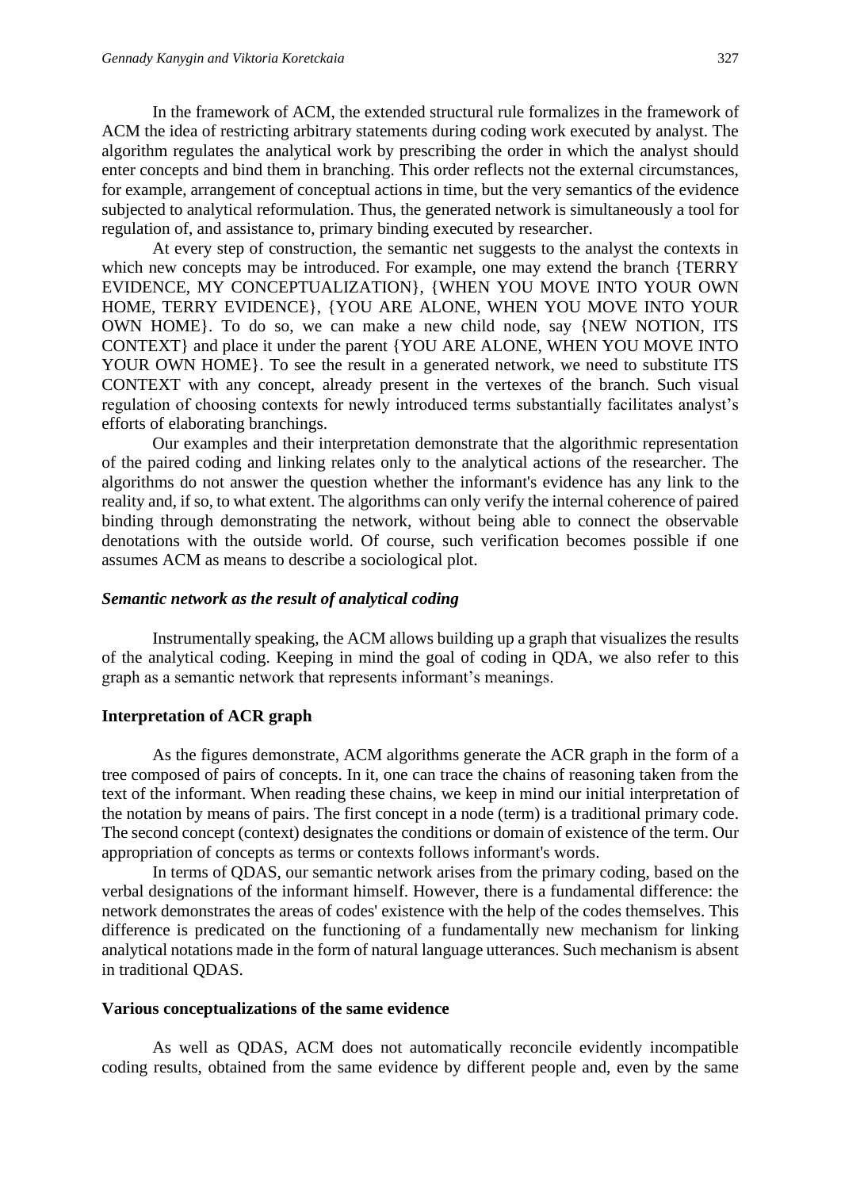In the framework of ACM, the extended structural rule formalizes in the framework of ACM the idea of restricting arbitrary statements during coding work executed by analyst. The algorithm regulates the analytical work by prescribing the order in which the analyst should enter concepts and bind them in branching. This order reflects not the external circumstances, for example, arrangement of conceptual actions in time, but the very semantics of the evidence subjected to analytical reformulation. Thus, the generated network is simultaneously a tool for regulation of, and assistance to, primary binding executed by researcher.

At every step of construction, the semantic net suggests to the analyst the contexts in which new concepts may be introduced. For example, one may extend the branch {TERRY EVIDENCE, MY CONCEPTUALIZATION}, {WHEN YOU MOVE INTO YOUR OWN HOME, TERRY EVIDENCE}, {YOU ARE ALONE, WHEN YOU MOVE INTO YOUR OWN HOME}. To do so, we can make a new child node, say {NEW NOTION, ITS CONTEXT} and place it under the parent {YOU ARE ALONE, WHEN YOU MOVE INTO YOUR OWN HOME}. To see the result in a generated network, we need to substitute ITS CONTEXT with any concept, already present in the vertexes of the branch. Such visual regulation of choosing contexts for newly introduced terms substantially facilitates analyst's efforts of elaborating branchings.

Our examples and their interpretation demonstrate that the algorithmic representation of the paired coding and linking relates only to the analytical actions of the researcher. The algorithms do not answer the question whether the informant's evidence has any link to the reality and, if so, to what extent. The algorithms can only verify the internal coherence of paired binding through demonstrating the network, without being able to connect the observable denotations with the outside world. Of course, such verification becomes possible if one assumes ACM as means to describe a sociological plot.

### *Semantic network as the result of analytical coding*

Instrumentally speaking, the ACM allows building up a graph that visualizes the results of the analytical coding. Keeping in mind the goal of coding in QDA, we also refer to this graph as a semantic network that represents informant's meanings.

### Interpretation of ACR graph

As the figures demonstrate, ACM algorithms generate the ACR graph in the form of a tree composed of pairs of concepts. In it, one can trace the chains of reasoning taken from the text of the informant. When reading these chains, we keep in mind our initial interpretation of the notation by means of pairs. The first concept in a node (term) is a traditional primary code. The second concept (context) designates the conditions or domain of existence of the term. Our appropriation of concepts as terms or contexts follows informant's words.

In terms of QDAS, our semantic network arises from the primary coding, based on the verbal designations of the informant himself. However, there is a fundamental difference: the network demonstrates the areas of codes' existence with the help of the codes themselves. This difference is predicated on the functioning of a fundamentally new mechanism for linking analytical notations made in the form of natural language utterances. Such mechanism is absent in traditional QDAS.

### Various conceptualizations of the same evidence

As well as QDAS, ACM does not automatically reconcile evidently incompatible coding results, obtained from the same evidence by different people and, even by the same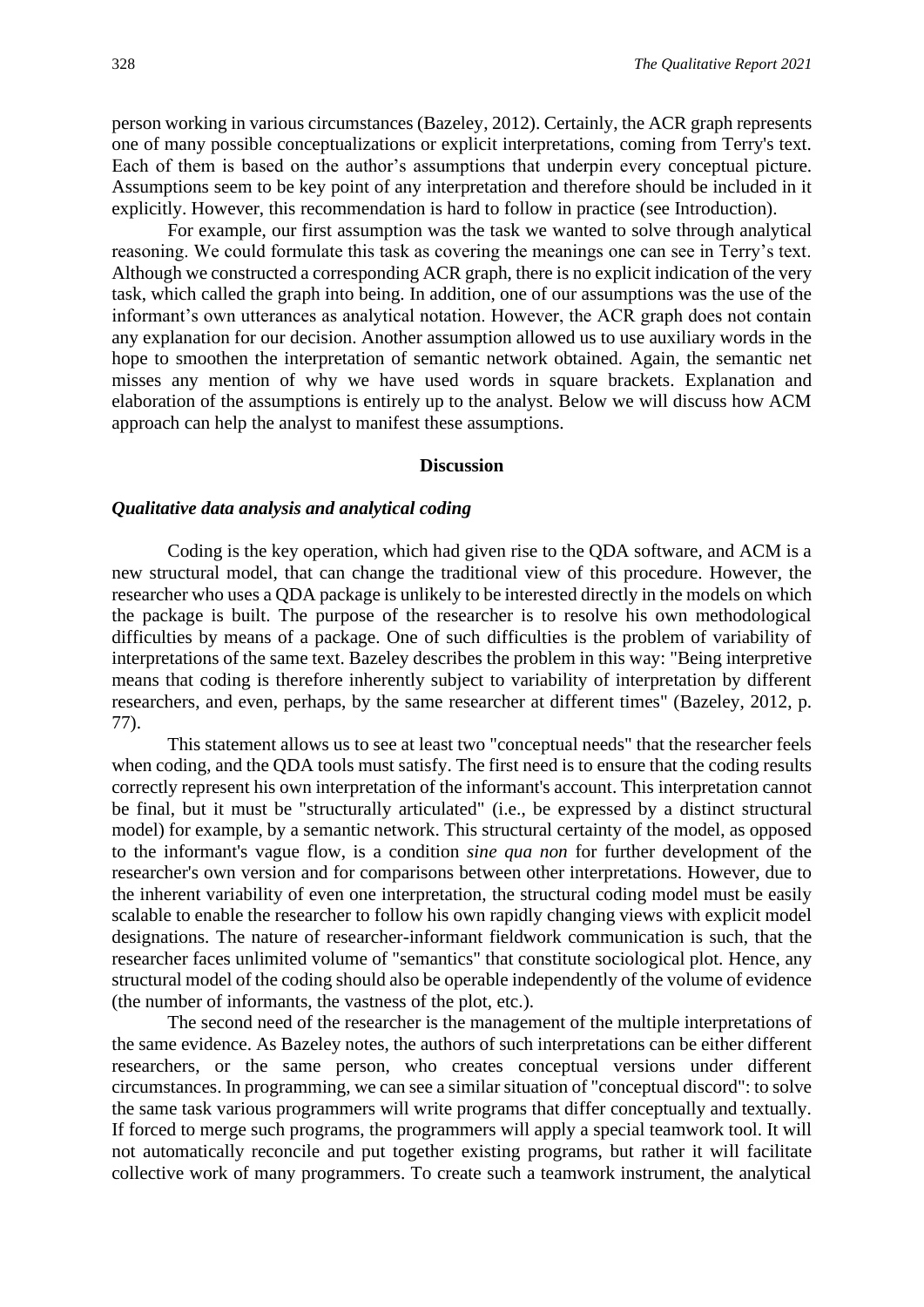person working in various circumstances (Bazeley, 2012). Certainly, the ACR graph represents one of many possible conceptualizations or explicit interpretations, coming from Terry's text. Each of them is based on the author's assumptions that underpin every conceptual picture. Assumptions seem to be key point of any interpretation and therefore should be included in it explicitly. However, this recommendation is hard to follow in practice (see Introduction).

For example, our first assumption was the task we wanted to solve through analytical reasoning. We could formulate this task as covering the meanings one can see in Terry's text. Although we constructed a corresponding ACR graph, there is no explicit indication of the very task, which called the graph into being. In addition, one of our assumptions was the use of the informant's own utterances as analytical notation. However, the ACR graph does not contain any explanation for our decision. Another assumption allowed us to use auxiliary words in the hope to smoothen the interpretation of semantic network obtained. Again, the semantic net misses any mention of why we have used words in square brackets. Explanation and elaboration of the assumptions is entirely up to the analyst. Below we will discuss how ACM approach can help the analyst to manifest these assumptions.

## Discussion

### *Qualitative data analysis and analytical coding*

Coding is the key operation, which had given rise to the QDA software, and ACM is a new structural model, that can change the traditional view of this procedure. However, the researcher who uses a QDA package is unlikely to be interested directly in the models on which the package is built. The purpose of the researcher is to resolve his own methodological difficulties by means of a package. One of such difficulties is the problem of variability of interpretations of the same text. Bazeley describes the problem in this way: "Being interpretive means that coding is therefore inherently subject to variability of interpretation by different researchers, and even, perhaps, by the same researcher at different times" (Bazeley, 2012, p. 77).

This statement allows us to see at least two "conceptual needs" that the researcher feels when coding, and the QDA tools must satisfy. The first need is to ensure that the coding results correctly represent his own interpretation of the informant's account. This interpretation cannot be final, but it must be "structurally articulated" (i.e., be expressed by a distinct structural model) for example, by a semantic network. This structural certainty of the model, as opposed to the informant's vague flow, is a condition *sine qua non* for further development of the researcher's own version and for comparisons between other interpretations. However, due to the inherent variability of even one interpretation, the structural coding model must be easily scalable to enable the researcher to follow his own rapidly changing views with explicit model designations. The nature of researcher-informant fieldwork communication is such, that the researcher faces unlimited volume of "semantics" that constitute sociological plot. Hence, any structural model of the coding should also be operable independently of the volume of evidence (the number of informants, the vastness of the plot, etc.).

The second need of the researcher is the management of the multiple interpretations of the same evidence. As Bazeley notes, the authors of such interpretations can be either different researchers, or the same person, who creates conceptual versions under different circumstances. In programming, we can see a similar situation of "conceptual discord": to solve the same task various programmers will write programs that differ conceptually and textually. If forced to merge such programs, the programmers will apply a special teamwork tool. It will not automatically reconcile and put together existing programs, but rather it will facilitate collective work of many programmers. To create such a teamwork instrument, the analytical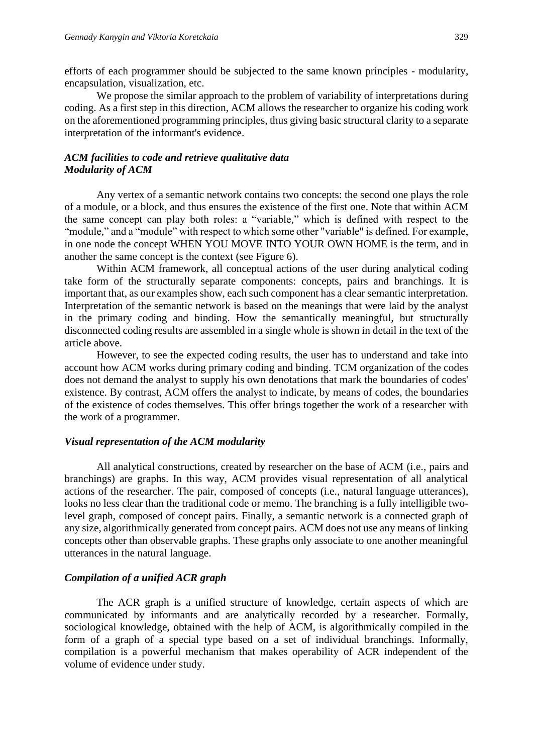efforts of each programmer should be subjected to the same known principles - modularity, encapsulation, visualization, etc.

We propose the similar approach to the problem of variability of interpretations during coding. As a first step in this direction, ACM allows the researcher to organize his coding work on the aforementioned programming principles, thus giving basic structural clarity to a separate interpretation of the informant's evidence.

### *ACM facilities to code and retrieve qualitative data*

### *Modularity of ACM*

Any vertex of a semantic network contains two concepts: the second one plays the role of a module, or a block, and thus ensures the existence of the first one. Note that within ACM the same concept can play both roles: a "variable," which is defined with respect to the "module," and a "module" with respect to which some other "variable" is defined. For example, in one node the concept WHEN YOU MOVE INTO YOUR OWN HOME is the term, and in another the same concept is the context (see Figure 6).

Within ACM framework, all conceptual actions of the user during analytical coding take form of the structurally separate components: concepts, pairs and branchings. It is important that, as our examples show, each such component has a clear semantic interpretation. Interpretation of the semantic network is based on the meanings that were laid by the analyst in the primary coding and binding. How the semantically meaningful, but structurally disconnected coding results are assembled in a single whole is shown in detail in the text of the article above.

However, to see the expected coding results, the user has to understand and take into account how ACM works during primary coding and binding. TCM organization of the codes does not demand the analyst to supply his own denotations that mark the boundaries of codes' existence. By contrast, ACM offers the analyst to indicate, by means of codes, the boundaries of the existence of codes themselves. This offer brings together the work of a researcher with the work of a programmer.

### *Visual representation of the ACM modularity*

All analytical constructions, created by researcher on the base of ACM (i.e., pairs and branchings) are graphs. In this way, ACM provides visual representation of all analytical actions of the researcher. The pair, composed of concepts (i.e., natural language utterances), looks no less clear than the traditional code or memo. The branching is a fully intelligible two-level graph, composed of concept pairs. Finally, a semantic network is a connected graph of any size, algorithmically generated from concept pairs. ACM does not use any means of linking concepts other than observable graphs. These graphs only associate to one another meaningful utterances in the natural language.

### *Compilation of a unified ACR graph*

The ACR graph is a unified structure of knowledge, certain aspects of which are communicated by informants and are analytically recorded by a researcher. Formally, sociological knowledge, obtained with the help of ACM, is algorithmically compiled in the form of a graph of a special type based on a set of individual branchings. Informally, compilation is a powerful mechanism that makes operability of ACR independent of the volume of evidence under study.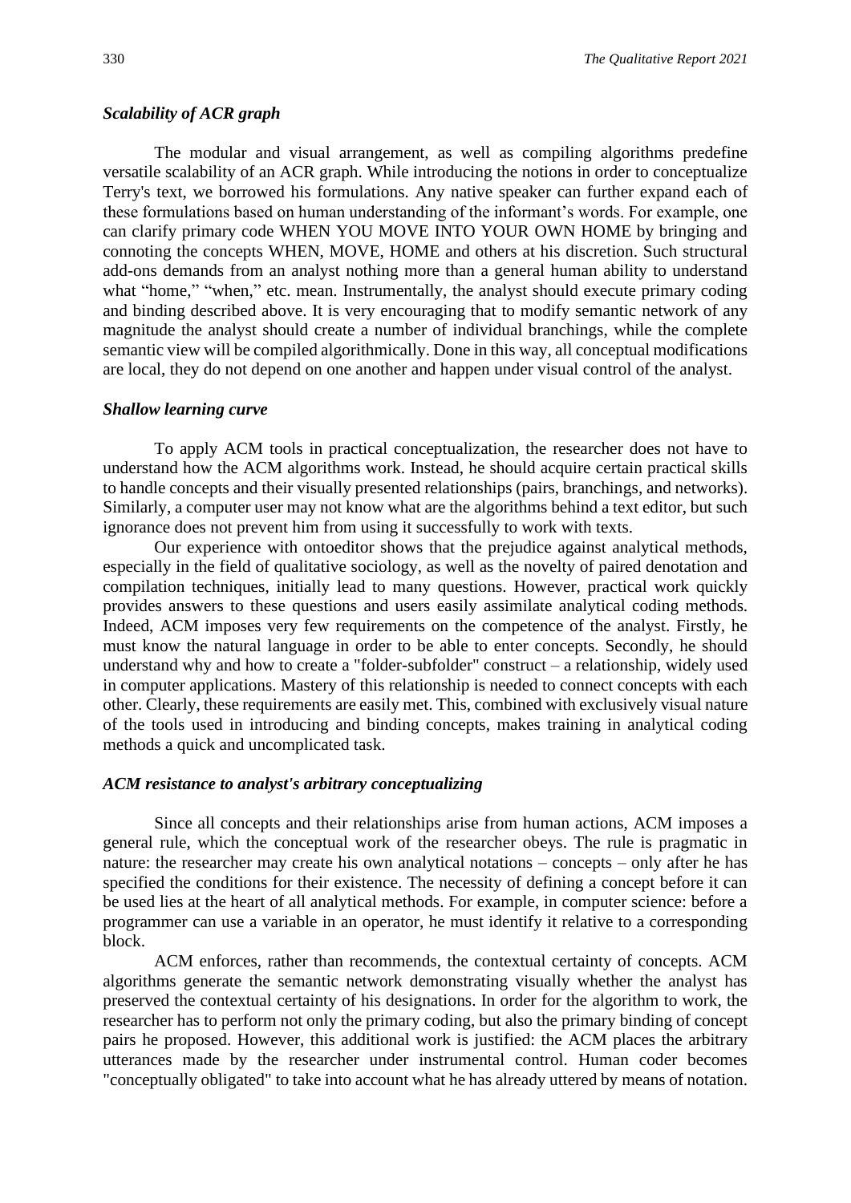### *Scalability of ACR graph*

The modular and visual arrangement, as well as compiling algorithms predefine versatile scalability of an ACR graph. While introducing the notions in order to conceptualize Terry's text, we borrowed his formulations. Any native speaker can further expand each of these formulations based on human understanding of the informant's words. For example, one can clarify primary code WHEN YOU MOVE INTO YOUR OWN HOME by bringing and connoting the concepts WHEN, MOVE, HOME and others at his discretion. Such structural add-ons demands from an analyst nothing more than a general human ability to understand what "home," "when," etc. mean. Instrumentally, the analyst should execute primary coding and binding described above. It is very encouraging that to modify semantic network of any magnitude the analyst should create a number of individual branchings, while the complete semantic view will be compiled algorithmically. Done in this way, all conceptual modifications are local, they do not depend on one another and happen under visual control of the analyst.

### *Shallow learning curve*

To apply ACM tools in practical conceptualization, the researcher does not have to understand how the ACM algorithms work. Instead, he should acquire certain practical skills to handle concepts and their visually presented relationships (pairs, branchings, and networks). Similarly, a computer user may not know what are the algorithms behind a text editor, but such ignorance does not prevent him from using it successfully to work with texts.

Our experience with ontoeditor shows that the prejudice against analytical methods, especially in the field of qualitative sociology, as well as the novelty of paired denotation and compilation techniques, initially lead to many questions. However, practical work quickly provides answers to these questions and users easily assimilate analytical coding methods. Indeed, ACM imposes very few requirements on the competence of the analyst. Firstly, he must know the natural language in order to be able to enter concepts. Secondly, he should understand why and how to create a "folder-subfolder" construct – a relationship, widely used in computer applications. Mastery of this relationship is needed to connect concepts with each other. Clearly, these requirements are easily met. This, combined with exclusively visual nature of the tools used in introducing and binding concepts, makes training in analytical coding methods a quick and uncomplicated task.

### *ACM resistance to analyst's arbitrary conceptualizing*

Since all concepts and their relationships arise from human actions, ACM imposes a general rule, which the conceptual work of the researcher obeys. The rule is pragmatic in nature: the researcher may create his own analytical notations – concepts – only after he has specified the conditions for their existence. The necessity of defining a concept before it can be used lies at the heart of all analytical methods. For example, in computer science: before a programmer can use a variable in an operator, he must identify it relative to a corresponding block.

ACM enforces, rather than recommends, the contextual certainty of concepts. ACM algorithms generate the semantic network demonstrating visually whether the analyst has preserved the contextual certainty of his designations. In order for the algorithm to work, the researcher has to perform not only the primary coding, but also the primary binding of concept pairs he proposed. However, this additional work is justified: the ACM places the arbitrary utterances made by the researcher under instrumental control. Human coder becomes "conceptually obligated" to take into account what he has already uttered by means of notation.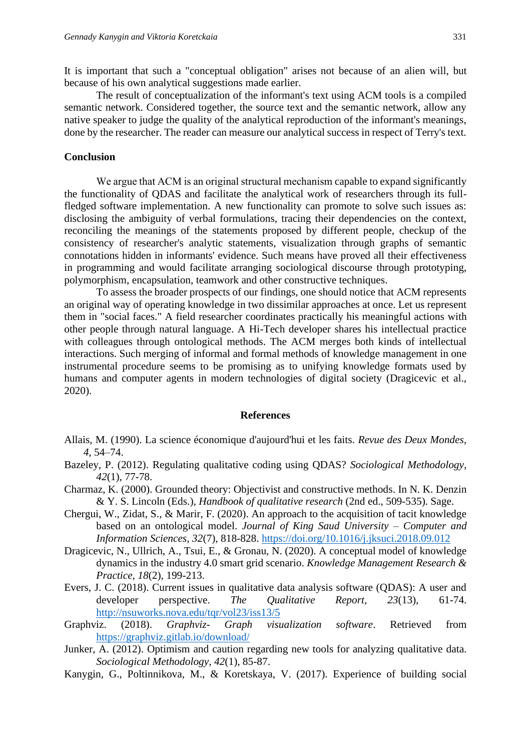It is important that such a "conceptual obligation" arises not because of an alien will, but because of his own analytical suggestions made earlier.

The result of conceptualization of the informant's text using ACM tools is a compiled semantic network. Considered together, the source text and the semantic network, allow any native speaker to judge the quality of the analytical reproduction of the informant's meanings, done by the researcher. The reader can measure our analytical success in respect of Terry's text.

## Conclusion

We argue that ACM is an original structural mechanism capable to expand significantly the functionality of QDAS and facilitate the analytical work of researchers through its full-fledged software implementation. A new functionality can promote to solve such issues as: disclosing the ambiguity of verbal formulations, tracing their dependencies on the context, reconciling the meanings of the statements proposed by different people, checkup of the consistency of researcher's analytic statements, visualization through graphs of semantic connotations hidden in informants' evidence. Such means have proved all their effectiveness in programming and would facilitate arranging sociological discourse through prototyping, polymorphism, encapsulation, teamwork and other constructive techniques.

To assess the broader prospects of our findings, one should notice that ACM represents an original way of operating knowledge in two dissimilar approaches at once. Let us represent them in "social faces." A field researcher coordinates practically his meaningful actions with other people through natural language. A Hi-Tech developer shares his intellectual practice with colleagues through ontological methods. The ACM merges both kinds of intellectual interactions. Such merging of informal and formal methods of knowledge management in one instrumental procedure seems to be promising as to unifying knowledge formats used by humans and computer agents in modern technologies of digital society (Dragicevic et al., 2020).

## References

Allais, M. (1990). La science économique d'aujourd'hui et les faits. *Revue des Deux Mondes, 4*, 54–74.

Bazeley, P. (2012). Regulating qualitative coding using QDAS? *Sociological Methodology, 42*(1), 77-78.

Charmaz, K. (2000). Grounded theory: Objectivist and constructive methods. In N. K. Denzin & Y. S. Lincoln (Eds.), *Handbook of qualitative research* (2nd ed., 509-535). Sage.

Chergui, W., Zidat, S., & Marir, F. (2020). An approach to the acquisition of tacit knowledge based on an ontological model. *Journal of King Saud University – Computer and Information Sciences, 32*(7), 818-828. https://doi.org/10.1016/j.jksuci.2018.09.012

Dragicevic, N., Ullrich, A., Tsui, E., & Gronau, N. (2020). A conceptual model of knowledge dynamics in the industry 4.0 smart grid scenario. *Knowledge Management Research & Practice, 18*(2), 199-213.

Evers, J. C. (2018). Current issues in qualitative data analysis software (QDAS): A user and developer perspective. *The Qualitative Report, 23*(13), 61-74. http://nsuworks.nova.edu/tqr/vol23/iss13/5

Graphviz. (2018). *Graphviz- Graph visualization software*. Retrieved from https://graphviz.gitlab.io/download/

Junker, A. (2012). Optimism and caution regarding new tools for analyzing qualitative data. *Sociological Methodology, 42*(1), 85-87.

Kanygin, G., Poltinnikova, M., & Koretskaya, V. (2017). Experience of building social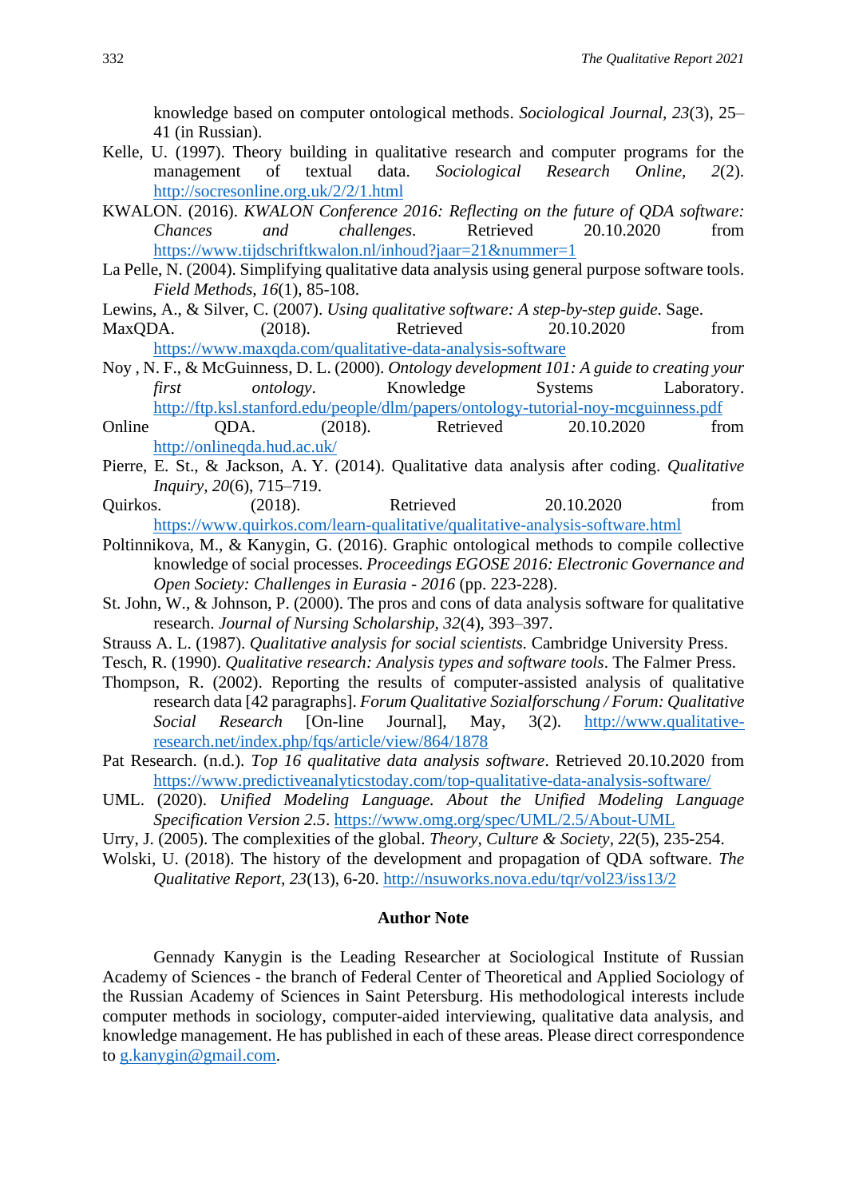knowledge based on computer ontological methods. *Sociological Journal, 23*(3), 25–41 (in Russian).

Kelle, U. (1997). Theory building in qualitative research and computer programs for the management of textual data. *Sociological Research Online, 2*(2). http://socresonline.org.uk/2/2/1.html

KWALON. (2016). *KWALON Conference 2016: Reflecting on the future of QDA software: Chances and challenges*. Retrieved 20.10.2020 from https://www.tijdschriftkwalon.nl/inhoud?jaar=21&nummer=1

La Pelle, N. (2004). Simplifying qualitative data analysis using general purpose software tools. *Field Methods, 16*(1), 85-108.

Lewins, A., & Silver, C. (2007). *Using qualitative software: A step-by-step guide*. Sage.

MaxQDA. (2018). Retrieved 20.10.2020 from https://www.maxqda.com/qualitative-data-analysis-software

Noy , N. F., & McGuinness, D. L. (2000). *Ontology development 101: A guide to creating your first ontology*. Knowledge Systems Laboratory. http://ftp.ksl.stanford.edu/people/dlm/papers/ontology-tutorial-noy-mcguinness.pdf

Online QDA. (2018). Retrieved 20.10.2020 from http://onlineqda.hud.ac.uk/

Pierre, E. St., & Jackson, A. Y. (2014). Qualitative data analysis after coding. *Qualitative Inquiry, 20*(6), 715–719.

Quirkos. (2018). Retrieved 20.10.2020 from https://www.quirkos.com/learn-qualitative/qualitative-analysis-software.html

Poltinnikova, M., & Kanygin, G. (2016). Graphic ontological methods to compile collective knowledge of social processes. *Proceedings EGOSE 2016: Electronic Governance and Open Society: Challenges in Eurasia - 2016* (pp. 223-228).

St. John, W., & Johnson, P. (2000). The pros and cons of data analysis software for qualitative research. *Journal of Nursing Scholarship, 32*(4), 393–397.

Strauss A. L. (1987). *Qualitative analysis for social scientists.* Cambridge University Press.

Tesch, R. (1990). *Qualitative research: Analysis types and software tools*. The Falmer Press.

Thompson, R. (2002). Reporting the results of computer-assisted analysis of qualitative research data [42 paragraphs]. *Forum Qualitative Sozialforschung / Forum: Qualitative Social Research* [On-line Journal], May, 3(2). http://www.qualitative-research.net/index.php/fqs/article/view/864/1878

Pat Research. (n.d.). *Top 16 qualitative data analysis software*. Retrieved 20.10.2020 from https://www.predictiveanalyticstoday.com/top-qualitative-data-analysis-software/

UML. (2020). *Unified Modeling Language. About the Unified Modeling Language Specification Version 2.5*. https://www.omg.org/spec/UML/2.5/About-UML

Urry, J. (2005). The complexities of the global. *Theory, Culture & Society, 22*(5), 235-254.

Wolski, U. (2018). The history of the development and propagation of QDA software. *The Qualitative Report, 23*(13), 6-20. http://nsuworks.nova.edu/tqr/vol23/iss13/2

## Author Note

Gennady Kanygin is the Leading Researcher at Sociological Institute of Russian Academy of Sciences - the branch of Federal Center of Theoretical and Applied Sociology of the Russian Academy of Sciences in Saint Petersburg. His methodological interests include computer methods in sociology, computer-aided interviewing, qualitative data analysis, and knowledge management. He has published in each of these areas. Please direct correspondence to g.kanygin@gmail.com.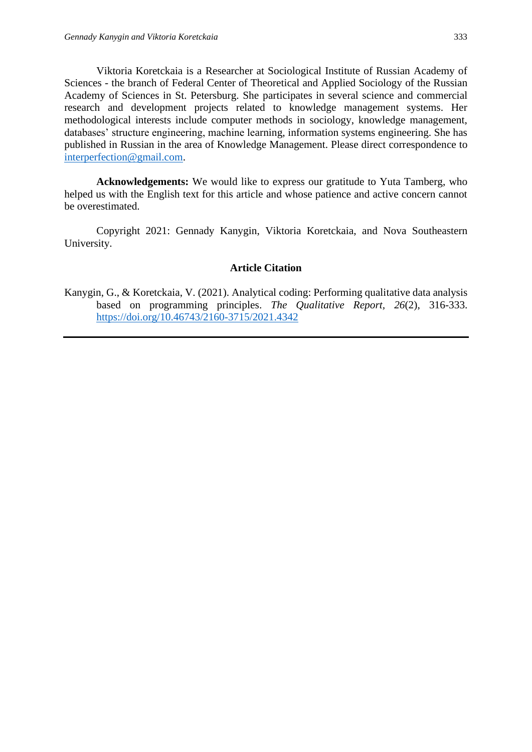Viktoria Koretckaia is a Researcher at Sociological Institute of Russian Academy of Sciences - the branch of Federal Center of Theoretical and Applied Sociology of the Russian Academy of Sciences in St. Petersburg. She participates in several science and commercial research and development projects related to knowledge management systems. Her methodological interests include computer methods in sociology, knowledge management, databases' structure engineering, machine learning, information systems engineering. She has published in Russian in the area of Knowledge Management. Please direct correspondence to interperfection@gmail.com.

**Acknowledgements:** We would like to express our gratitude to Yuta Tamberg, who helped us with the English text for this article and whose patience and active concern cannot be overestimated.

Copyright 2021: Gennady Kanygin, Viktoria Koretckaia, and Nova Southeastern University.

## Article Citation

Kanygin, G., & Koretckaia, V. (2021). Analytical coding: Performing qualitative data analysis based on programming principles. *The Qualitative Report*, *26*(2), 316-333. https://doi.org/10.46743/2160-3715/2021.4342